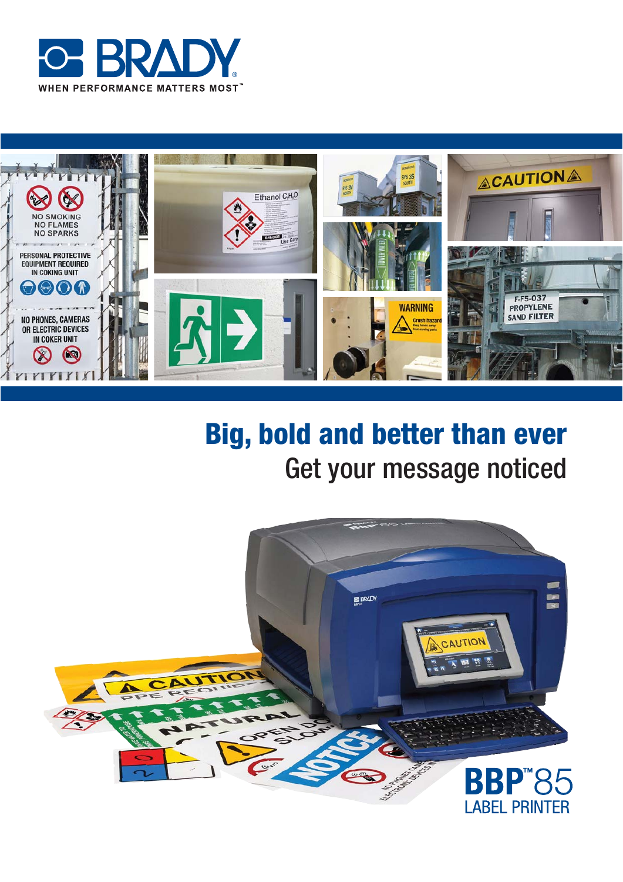BRADY

WHEN PERFORMANCE MATTERS MOST™

# Big, bold and better than ever

## Get your message noticed

BBP™85

LABEL PRINTER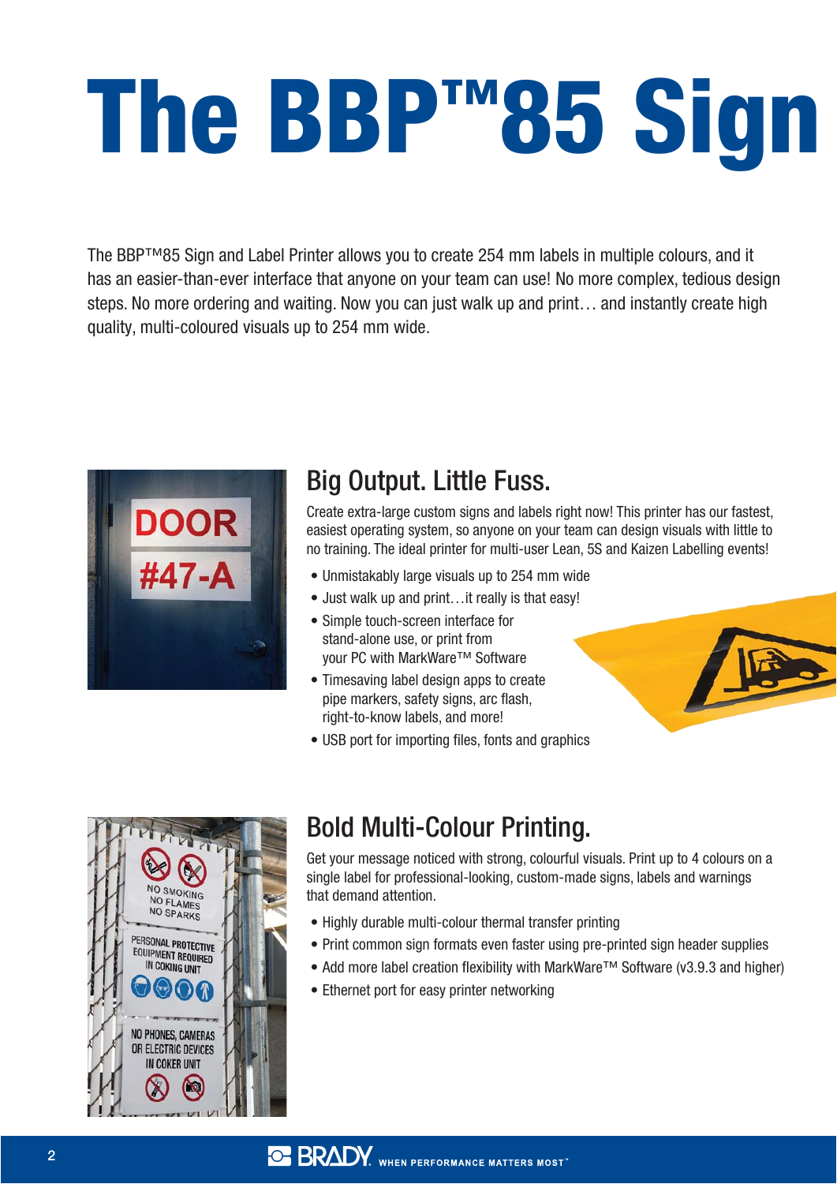# The BBP™85 Sign

The BBP™85 Sign and Label Printer allows you to create 254 mm labels in multiple colours, and it has an easier-than-ever interface that anyone on your team can use! No more complex, tedious design steps. No more ordering and waiting. Now you can just walk up and print… and instantly create high quality, multi-coloured visuals up to 254 mm wide.

## Big Output. Little Fuss.

Create extra-large custom signs and labels right now! This printer has our fastest, easiest operating system, so anyone on your team can design visuals with little to no training. The ideal printer for multi-user Lean, 5S and Kaizen Labelling events!

- Unmistakably large visuals up to 254 mm wide
- Just walk up and print…it really is that easy!
- Simple touch-screen interface for stand-alone use, or print from your PC with MarkWare™ Software
- Timesaving label design apps to create pipe markers, safety signs, arc flash, right-to-know labels, and more!
- USB port for importing files, fonts and graphics

## Bold Multi-Colour Printing.

Get your message noticed with strong, colourful visuals. Print up to 4 colours on a single label for professional-looking, custom-made signs, labels and warnings that demand attention.

- Highly durable multi-colour thermal transfer printing
- Print common sign formats even faster using pre-printed sign header supplies
- Add more label creation flexibility with MarkWare™ Software (v3.9.3 and higher)
- Ethernet port for easy printer networking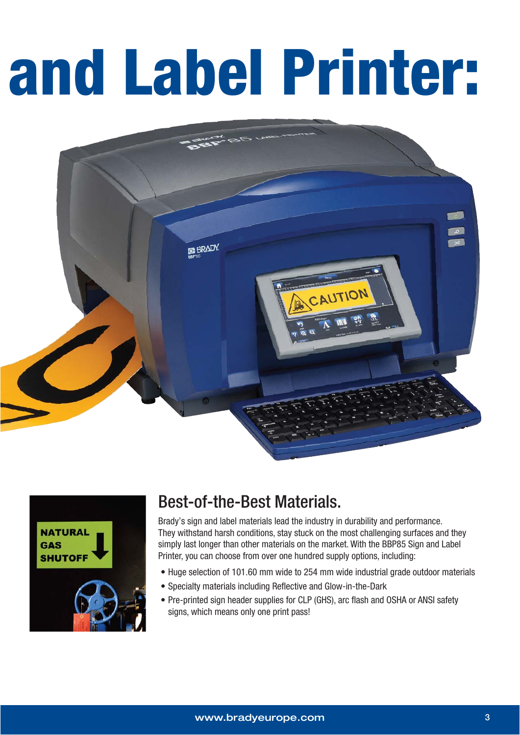# and Label Printer:

## Best-of-the-Best Materials.

Brady's sign and label materials lead the industry in durability and performance. They withstand harsh conditions, stay stuck on the most challenging surfaces and they simply last longer than other materials on the market. With the BBP85 Sign and Label Printer, you can choose from over one hundred supply options, including:

- Huge selection of 101.60 mm wide to 254 mm wide industrial grade outdoor materials
- Specialty materials including Reflective and Glow-in-the-Dark
- Pre-printed sign header supplies for CLP (GHS), arc flash and OSHA or ANSI safety signs, which means only one print pass!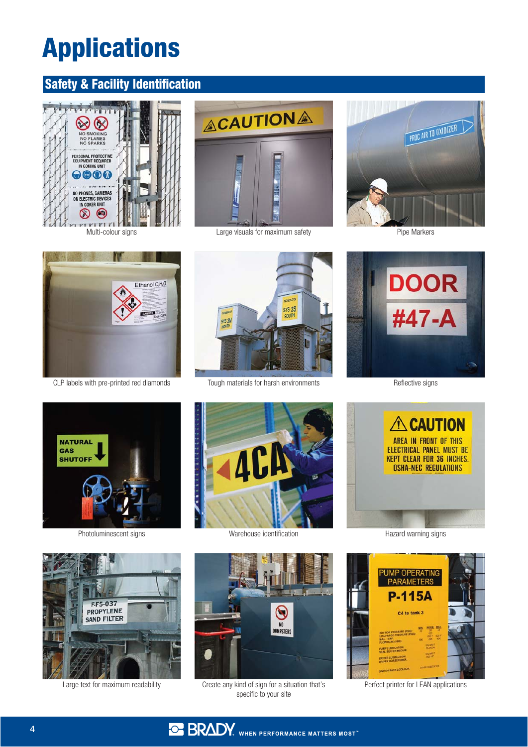# Applications

## Safety & Facility Identification

Multi-colour signs

Large visuals for maximum safety

Pipe Markers

CLP labels with pre-printed red diamonds

Tough materials for harsh environments

Reflective signs

Photoluminescent signs

Warehouse identification

Hazard warning signs

Large text for maximum readability

Create any kind of sign for a situation that's specific to your site

Perfect printer for LEAN applications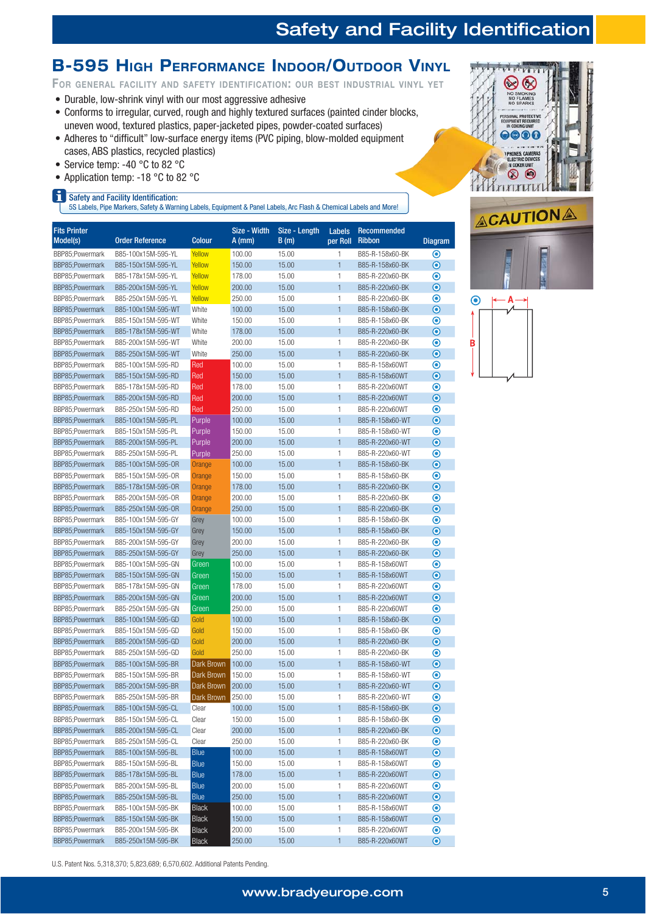# B-595 High Performance Indoor/Outdoor Vinyl

For general facility and safety identification: our best industrial vinyl yet

- Durable, low-shrink vinyl with our most aggressive adhesive
- Conforms to irregular, curved, rough and highly textured surfaces (painted cinder blocks, uneven wood, textured plastics, paper-jacketed pipes, powder-coated surfaces)
- Adheres to "difficult" low-surface energy items (PVC piping, blow-molded equipment cases, ABS plastics, recycled plastics)
- Service temp: -40 °C to 82 °C
- Application temp: -18 °C to 82 °C

**Safety and Facility Identification:**
5S Labels, Pipe Markers, Safety & Warning Labels, Equipment & Panel Labels, Arc Flash & Chemical Labels and More!

| Fits Printer Model(s) | Order Reference | Colour | Size - Width A (mm) | Size - Length B (m) | Labels per Roll | Recommended Ribbon | Diagram |
|---|---|---|---|---|---|---|---|
| BBP85;Powermark | B85-100x15M-595-YL | Yellow | 100.00 | 15.00 | 1 | B85-R-158x60-BK | ⦿ |
| BBP85;Powermark | B85-150x15M-595-YL | Yellow | 150.00 | 15.00 | 1 | B85-R-158x60-BK | ⦿ |
| BBP85;Powermark | B85-178x15M-595-YL | Yellow | 178.00 | 15.00 | 1 | B85-R-220x60-BK | ⦿ |
| BBP85;Powermark | B85-200x15M-595-YL | Yellow | 200.00 | 15.00 | 1 | B85-R-220x60-BK | ⦿ |
| BBP85;Powermark | B85-250x15M-595-YL | Yellow | 250.00 | 15.00 | 1 | B85-R-220x60-BK | ⦿ |
| BBP85;Powermark | B85-100x15M-595-WT | White | 100.00 | 15.00 | 1 | B85-R-158x60-BK | ⦿ |
| BBP85;Powermark | B85-150x15M-595-WT | White | 150.00 | 15.00 | 1 | B85-R-158x60-BK | ⦿ |
| BBP85;Powermark | B85-178x15M-595-WT | White | 178.00 | 15.00 | 1 | B85-R-220x60-BK | ⦿ |
| BBP85;Powermark | B85-200x15M-595-WT | White | 200.00 | 15.00 | 1 | B85-R-220x60-BK | ⦿ |
| BBP85;Powermark | B85-250x15M-595-WT | White | 250.00 | 15.00 | 1 | B85-R-220x60-BK | ⦿ |
| BBP85;Powermark | B85-100x15M-595-RD | Red | 100.00 | 15.00 | 1 | B85-R-158x60WT | ⦿ |
| BBP85;Powermark | B85-150x15M-595-RD | Red | 150.00 | 15.00 | 1 | B85-R-158x60WT | ⦿ |
| BBP85;Powermark | B85-178x15M-595-RD | Red | 178.00 | 15.00 | 1 | B85-R-220x60WT | ⦿ |
| BBP85;Powermark | B85-200x15M-595-RD | Red | 200.00 | 15.00 | 1 | B85-R-220x60WT | ⦿ |
| BBP85;Powermark | B85-250x15M-595-RD | Red | 250.00 | 15.00 | 1 | B85-R-220x60WT | ⦿ |
| BBP85;Powermark | B85-100x15M-595-PL | Purple | 100.00 | 15.00 | 1 | B85-R-158x60-WT | ⦿ |
| BBP85;Powermark | B85-150x15M-595-PL | Purple | 150.00 | 15.00 | 1 | B85-R-158x60-WT | ⦿ |
| BBP85;Powermark | B85-200x15M-595-PL | Purple | 200.00 | 15.00 | 1 | B85-R-220x60-WT | ⦿ |
| BBP85;Powermark | B85-250x15M-595-PL | Purple | 250.00 | 15.00 | 1 | B85-R-220x60-WT | ⦿ |
| BBP85;Powermark | B85-100x15M-595-OR | Orange | 100.00 | 15.00 | 1 | B85-R-158x60-BK | ⦿ |
| BBP85;Powermark | B85-150x15M-595-OR | Orange | 150.00 | 15.00 | 1 | B85-R-158x60-BK | ⦿ |
| BBP85;Powermark | B85-178x15M-595-OR | Orange | 178.00 | 15.00 | 1 | B85-R-220x60-BK | ⦿ |
| BBP85;Powermark | B85-200x15M-595-OR | Orange | 200.00 | 15.00 | 1 | B85-R-220x60-BK | ⦿ |
| BBP85;Powermark | B85-250x15M-595-OR | Orange | 250.00 | 15.00 | 1 | B85-R-220x60-BK | ⦿ |
| BBP85;Powermark | B85-100x15M-595-GY | Grey | 100.00 | 15.00 | 1 | B85-R-158x60-BK | ⦿ |
| BBP85;Powermark | B85-150x15M-595-GY | Grey | 150.00 | 15.00 | 1 | B85-R-158x60-BK | ⦿ |
| BBP85;Powermark | B85-200x15M-595-GY | Grey | 200.00 | 15.00 | 1 | B85-R-220x60-BK | ⦿ |
| BBP85;Powermark | B85-250x15M-595-GY | Grey | 250.00 | 15.00 | 1 | B85-R-220x60-BK | ⦿ |
| BBP85;Powermark | B85-100x15M-595-GN | Green | 100.00 | 15.00 | 1 | B85-R-158x60WT | ⦿ |
| BBP85;Powermark | B85-150x15M-595-GN | Green | 150.00 | 15.00 | 1 | B85-R-158x60WT | ⦿ |
| BBP85;Powermark | B85-178x15M-595-GN | Green | 178.00 | 15.00 | 1 | B85-R-220x60WT | ⦿ |
| BBP85;Powermark | B85-200x15M-595-GN | Green | 200.00 | 15.00 | 1 | B85-R-220x60WT | ⦿ |
| BBP85;Powermark | B85-250x15M-595-GN | Green | 250.00 | 15.00 | 1 | B85-R-220x60WT | ⦿ |
| BBP85;Powermark | B85-100x15M-595-GD | Gold | 100.00 | 15.00 | 1 | B85-R-158x60-BK | ⦿ |
| BBP85;Powermark | B85-150x15M-595-GD | Gold | 150.00 | 15.00 | 1 | B85-R-158x60-BK | ⦿ |
| BBP85;Powermark | B85-200x15M-595-GD | Gold | 200.00 | 15.00 | 1 | B85-R-220x60-BK | ⦿ |
| BBP85;Powermark | B85-250x15M-595-GD | Gold | 250.00 | 15.00 | 1 | B85-R-220x60-BK | ⦿ |
| BBP85;Powermark | B85-100x15M-595-BR | Dark Brown | 100.00 | 15.00 | 1 | B85-R-158x60-WT | ⦿ |
| BBP85;Powermark | B85-150x15M-595-BR | Dark Brown | 150.00 | 15.00 | 1 | B85-R-158x60-WT | ⦿ |
| BBP85;Powermark | B85-200x15M-595-BR | Dark Brown | 200.00 | 15.00 | 1 | B85-R-220x60-WT | ⦿ |
| BBP85;Powermark | B85-250x15M-595-BR | Dark Brown | 250.00 | 15.00 | 1 | B85-R-220x60-WT | ⦿ |
| BBP85;Powermark | B85-100x15M-595-CL | Clear | 100.00 | 15.00 | 1 | B85-R-158x60-BK | ⦿ |
| BBP85;Powermark | B85-150x15M-595-CL | Clear | 150.00 | 15.00 | 1 | B85-R-158x60-BK | ⦿ |
| BBP85;Powermark | B85-200x15M-595-CL | Clear | 200.00 | 15.00 | 1 | B85-R-220x60-BK | ⦿ |
| BBP85;Powermark | B85-250x15M-595-CL | Clear | 250.00 | 15.00 | 1 | B85-R-220x60-BK | ⦿ |
| BBP85;Powermark | B85-100x15M-595-BL | Blue | 100.00 | 15.00 | 1 | B85-R-158x60WT | ⦿ |
| BBP85;Powermark | B85-150x15M-595-BL | Blue | 150.00 | 15.00 | 1 | B85-R-158x60WT | ⦿ |
| BBP85;Powermark | B85-178x15M-595-BL | Blue | 178.00 | 15.00 | 1 | B85-R-220x60WT | ⦿ |
| BBP85;Powermark | B85-200x15M-595-BL | Blue | 200.00 | 15.00 | 1 | B85-R-220x60WT | ⦿ |
| BBP85;Powermark | B85-250x15M-595-BL | Blue | 250.00 | 15.00 | 1 | B85-R-220x60WT | ⦿ |
| BBP85;Powermark | B85-100x15M-595-BK | Black | 100.00 | 15.00 | 1 | B85-R-158x60WT | ⦿ |
| BBP85;Powermark | B85-150x15M-595-BK | Black | 150.00 | 15.00 | 1 | B85-R-158x60WT | ⦿ |
| BBP85;Powermark | B85-200x15M-595-BK | Black | 200.00 | 15.00 | 1 | B85-R-220x60WT | ⦿ |
| BBP85;Powermark | B85-250x15M-595-BK | Black | 250.00 | 15.00 | 1 | B85-R-220x60WT | ⦿ |

U.S. Patent Nos. 5,318,370; 5,823,689; 6,570,602. Additional Patents Pending.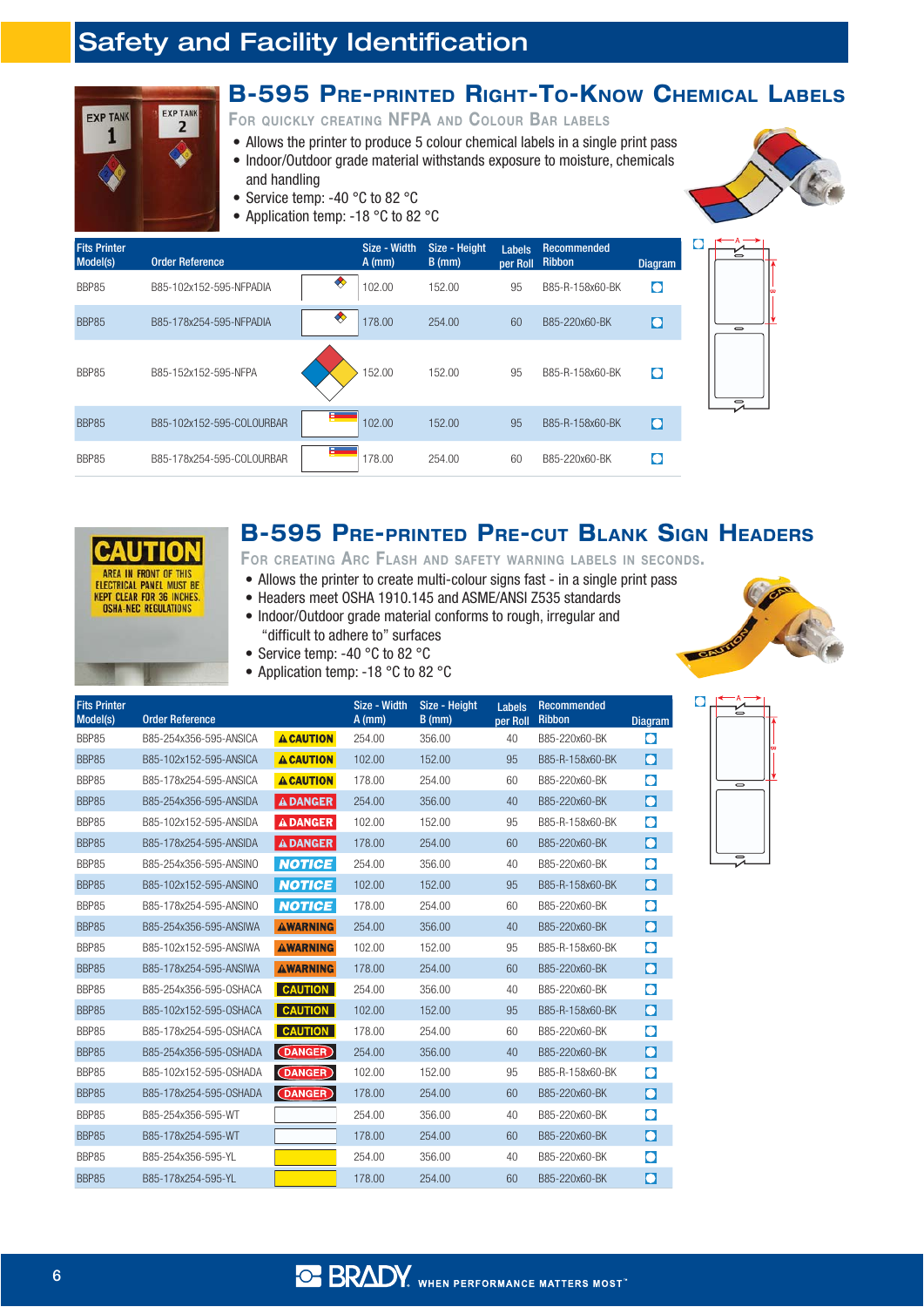# Safety and Facility Identification

## B-595 Pre-printed Right-To-Know Chemical Labels

### For quickly creating NFPA and Colour Bar labels

- Allows the printer to produce 5 colour chemical labels in a single print pass
- Indoor/Outdoor grade material withstands exposure to moisture, chemicals and handling
- Service temp: -40 °C to 82 °C
- Application temp: -18 °C to 82 °C

| Fits Printer Model(s) | Order Reference | | Size - Width A (mm) | Size - Height B (mm) | Labels per Roll | Recommended Ribbon | Diagram |
|---|---|---|---|---|---|---|---|
| BBP85 | B85-102x152-595-NFPADIA | | 102.00 | 152.00 | 95 | B85-R-158x60-BK | |
| BBP85 | B85-178x254-595-NFPADIA | | 178.00 | 254.00 | 60 | B85-220x60-BK | |
| BBP85 | B85-152x152-595-NFPA | | 152.00 | 152.00 | 95 | B85-R-158x60-BK | |
| BBP85 | B85-102x152-595-COLOURBAR | | 102.00 | 152.00 | 95 | B85-R-158x60-BK | |
| BBP85 | B85-178x254-595-COLOURBAR | | 178.00 | 254.00 | 60 | B85-220x60-BK | |

## B-595 Pre-printed Pre-cut Blank Sign Headers

### For creating Arc Flash and safety warning labels in seconds.

- Allows the printer to create multi-colour signs fast - in a single print pass
- Headers meet OSHA 1910.145 and ASME/ANSI Z535 standards
- Indoor/Outdoor grade material conforms to rough, irregular and "difficult to adhere to" surfaces
- Service temp: -40 °C to 82 °C
- Application temp: -18 °C to 82 °C

| Fits Printer Model(s) | Order Reference | | Size - Width A (mm) | Size - Height B (mm) | Labels per Roll | Recommended Ribbon | Diagram |
|---|---|---|---|---|---|---|---|
| BBP85 | B85-254x356-595-ANSICA | CAUTION | 254.00 | 356.00 | 40 | B85-220x60-BK | |
| BBP85 | B85-102x152-595-ANSICA | CAUTION | 102.00 | 152.00 | 95 | B85-R-158x60-BK | |
| BBP85 | B85-178x254-595-ANSICA | CAUTION | 178.00 | 254.00 | 60 | B85-220x60-BK | |
| BBP85 | B85-254x356-595-ANSIDA | DANGER | 254.00 | 356.00 | 40 | B85-220x60-BK | |
| BBP85 | B85-102x152-595-ANSIDA | DANGER | 102.00 | 152.00 | 95 | B85-R-158x60-BK | |
| BBP85 | B85-178x254-595-ANSIDA | DANGER | 178.00 | 254.00 | 60 | B85-220x60-BK | |
| BBP85 | B85-254x356-595-ANSINO | NOTICE | 254.00 | 356.00 | 40 | B85-220x60-BK | |
| BBP85 | B85-102x152-595-ANSINO | NOTICE | 102.00 | 152.00 | 95 | B85-R-158x60-BK | |
| BBP85 | B85-178x254-595-ANSINO | NOTICE | 178.00 | 254.00 | 60 | B85-220x60-BK | |
| BBP85 | B85-254x356-595-ANSIWA | WARNING | 254.00 | 356.00 | 40 | B85-220x60-BK | |
| BBP85 | B85-102x152-595-ANSIWA | WARNING | 102.00 | 152.00 | 95 | B85-R-158x60-BK | |
| BBP85 | B85-178x254-595-ANSIWA | WARNING | 178.00 | 254.00 | 60 | B85-220x60-BK | |
| BBP85 | B85-254x356-595-OSHACA | CAUTION | 254.00 | 356.00 | 40 | B85-220x60-BK | |
| BBP85 | B85-102x152-595-OSHACA | CAUTION | 102.00 | 152.00 | 95 | B85-R-158x60-BK | |
| BBP85 | B85-178x254-595-OSHACA | CAUTION | 178.00 | 254.00 | 60 | B85-220x60-BK | |
| BBP85 | B85-254x356-595-OSHADA | DANGER | 254.00 | 356.00 | 40 | B85-220x60-BK | |
| BBP85 | B85-102x152-595-OSHADA | DANGER | 102.00 | 152.00 | 95 | B85-R-158x60-BK | |
| BBP85 | B85-178x254-595-OSHADA | DANGER | 178.00 | 254.00 | 60 | B85-220x60-BK | |
| BBP85 | B85-254x356-595-WT | | 254.00 | 356.00 | 40 | B85-220x60-BK | |
| BBP85 | B85-178x254-595-WT | | 178.00 | 254.00 | 60 | B85-220x60-BK | |
| BBP85 | B85-254x356-595-YL | | 254.00 | 356.00 | 40 | B85-220x60-BK | |
| BBP85 | B85-178x254-595-YL | | 178.00 | 254.00 | 60 | B85-220x60-BK | |

BRADY WHEN PERFORMANCE MATTERS MOST™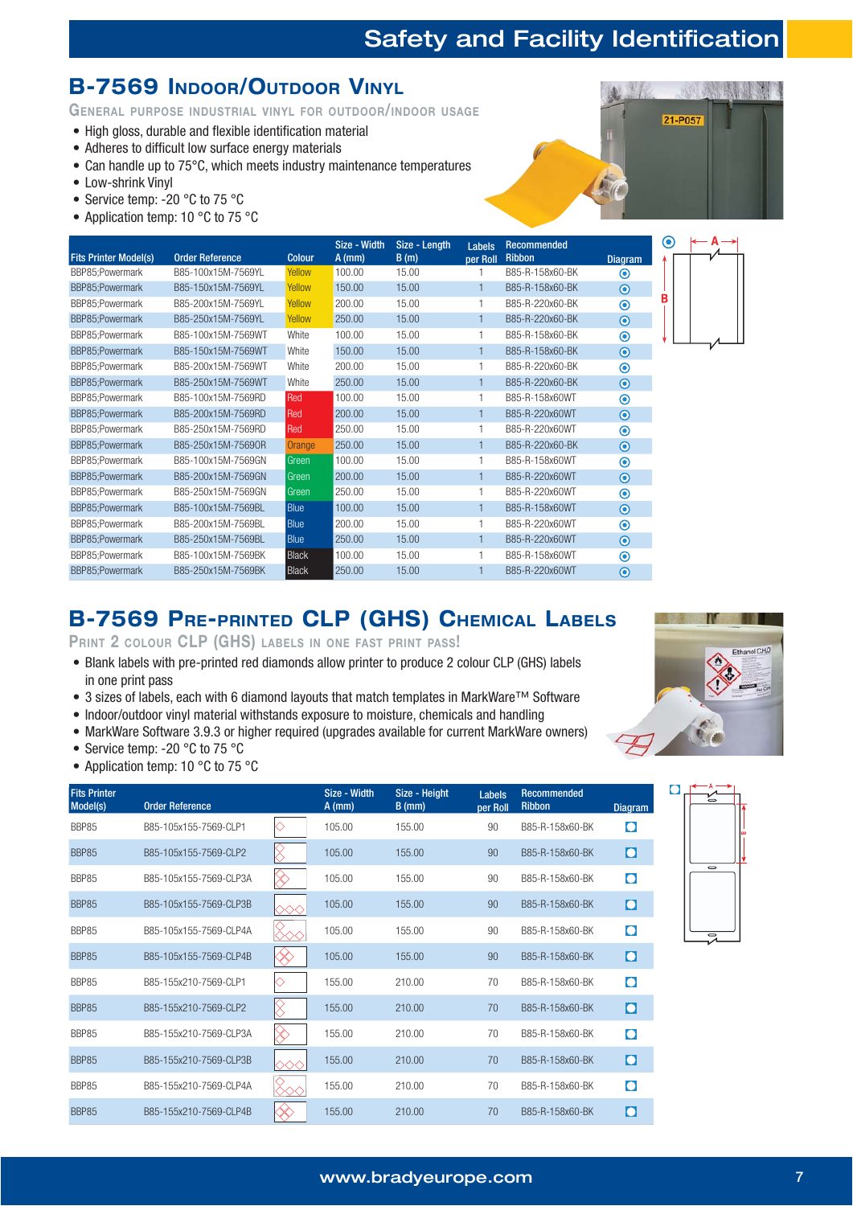# B-7569 Indoor/Outdoor Vinyl

## General purpose industrial vinyl for outdoor/indoor usage

- High gloss, durable and flexible identification material
- Adheres to difficult low surface energy materials
- Can handle up to 75°C, which meets industry maintenance temperatures
- Low-shrink Vinyl
- Service temp: -20 °C to 75 °C
- Application temp: 10 °C to 75 °C

| Fits Printer Model(s) | Order Reference | Colour | Size - Width A (mm) | Size - Length B (m) | Labels per Roll | Recommended Ribbon | Diagram |
|---|---|---|---|---|---|---|---|
| BBP85;Powermark | B85-100x15M-7569YL | Yellow | 100.00 | 15.00 | 1 | B85-R-158x60-BK | ⦿ |
| BBP85;Powermark | B85-150x15M-7569YL | Yellow | 150.00 | 15.00 | 1 | B85-R-158x60-BK | ⦿ |
| BBP85;Powermark | B85-200x15M-7569YL | Yellow | 200.00 | 15.00 | 1 | B85-R-220x60-BK | ⦿ |
| BBP85;Powermark | B85-250x15M-7569YL | Yellow | 250.00 | 15.00 | 1 | B85-R-220x60-BK | ⦿ |
| BBP85;Powermark | B85-100x15M-7569WT | White | 100.00 | 15.00 | 1 | B85-R-158x60-BK | ⦿ |
| BBP85;Powermark | B85-150x15M-7569WT | White | 150.00 | 15.00 | 1 | B85-R-158x60-BK | ⦿ |
| BBP85;Powermark | B85-200x15M-7569WT | White | 200.00 | 15.00 | 1 | B85-R-220x60-BK | ⦿ |
| BBP85;Powermark | B85-250x15M-7569WT | White | 250.00 | 15.00 | 1 | B85-R-220x60-BK | ⦿ |
| BBP85;Powermark | B85-100x15M-7569RD | Red | 100.00 | 15.00 | 1 | B85-R-158x60WT | ⦿ |
| BBP85;Powermark | B85-200x15M-7569RD | Red | 200.00 | 15.00 | 1 | B85-R-220x60WT | ⦿ |
| BBP85;Powermark | B85-250x15M-7569RD | Red | 250.00 | 15.00 | 1 | B85-R-220x60WT | ⦿ |
| BBP85;Powermark | B85-250x15M-7569OR | Orange | 250.00 | 15.00 | 1 | B85-R-220x60-BK | ⦿ |
| BBP85;Powermark | B85-100x15M-7569GN | Green | 100.00 | 15.00 | 1 | B85-R-158x60WT | ⦿ |
| BBP85;Powermark | B85-200x15M-7569GN | Green | 200.00 | 15.00 | 1 | B85-R-220x60WT | ⦿ |
| BBP85;Powermark | B85-250x15M-7569GN | Green | 250.00 | 15.00 | 1 | B85-R-220x60WT | ⦿ |
| BBP85;Powermark | B85-100x15M-7569BL | Blue | 100.00 | 15.00 | 1 | B85-R-158x60WT | ⦿ |
| BBP85;Powermark | B85-200x15M-7569BL | Blue | 200.00 | 15.00 | 1 | B85-R-220x60WT | ⦿ |
| BBP85;Powermark | B85-250x15M-7569BL | Blue | 250.00 | 15.00 | 1 | B85-R-220x60WT | ⦿ |
| BBP85;Powermark | B85-100x15M-7569BK | Black | 100.00 | 15.00 | 1 | B85-R-158x60WT | ⦿ |
| BBP85;Powermark | B85-250x15M-7569BK | Black | 250.00 | 15.00 | 1 | B85-R-220x60WT | ⦿ |

# B-7569 Pre-printed CLP (GHS) Chemical Labels

## Print 2 colour CLP (GHS) labels in one fast print pass!

- Blank labels with pre-printed red diamonds allow printer to produce 2 colour CLP (GHS) labels in one print pass
- 3 sizes of labels, each with 6 diamond layouts that match templates in MarkWare™ Software
- Indoor/outdoor vinyl material withstands exposure to moisture, chemicals and handling
- MarkWare Software 3.9.3 or higher required (upgrades available for current MarkWare owners)
- Service temp: -20 °C to 75 °C
- Application temp: 10 °C to 75 °C

| Fits Printer Model(s) | Order Reference | Size - Width A (mm) | Size - Height B (mm) | Labels per Roll | Recommended Ribbon | Diagram |
|---|---|---|---|---|---|---|
| BBP85 | B85-105x155-7569-CLP1 | 105.00 | 155.00 | 90 | B85-R-158x60-BK | ▢ |
| BBP85 | B85-105x155-7569-CLP2 | 105.00 | 155.00 | 90 | B85-R-158x60-BK | ▢ |
| BBP85 | B85-105x155-7569-CLP3A | 105.00 | 155.00 | 90 | B85-R-158x60-BK | ▢ |
| BBP85 | B85-105x155-7569-CLP3B | 105.00 | 155.00 | 90 | B85-R-158x60-BK | ▢ |
| BBP85 | B85-105x155-7569-CLP4A | 105.00 | 155.00 | 90 | B85-R-158x60-BK | ▢ |
| BBP85 | B85-105x155-7569-CLP4B | 105.00 | 155.00 | 90 | B85-R-158x60-BK | ▢ |
| BBP85 | B85-155x210-7569-CLP1 | 155.00 | 210.00 | 70 | B85-R-158x60-BK | ▢ |
| BBP85 | B85-155x210-7569-CLP2 | 155.00 | 210.00 | 70 | B85-R-158x60-BK | ▢ |
| BBP85 | B85-155x210-7569-CLP3A | 155.00 | 210.00 | 70 | B85-R-158x60-BK | ▢ |
| BBP85 | B85-155x210-7569-CLP3B | 155.00 | 210.00 | 70 | B85-R-158x60-BK | ▢ |
| BBP85 | B85-155x210-7569-CLP4A | 155.00 | 210.00 | 70 | B85-R-158x60-BK | ▢ |
| BBP85 | B85-155x210-7569-CLP4B | 155.00 | 210.00 | 70 | B85-R-158x60-BK | ▢ |

www.bradyeurope.com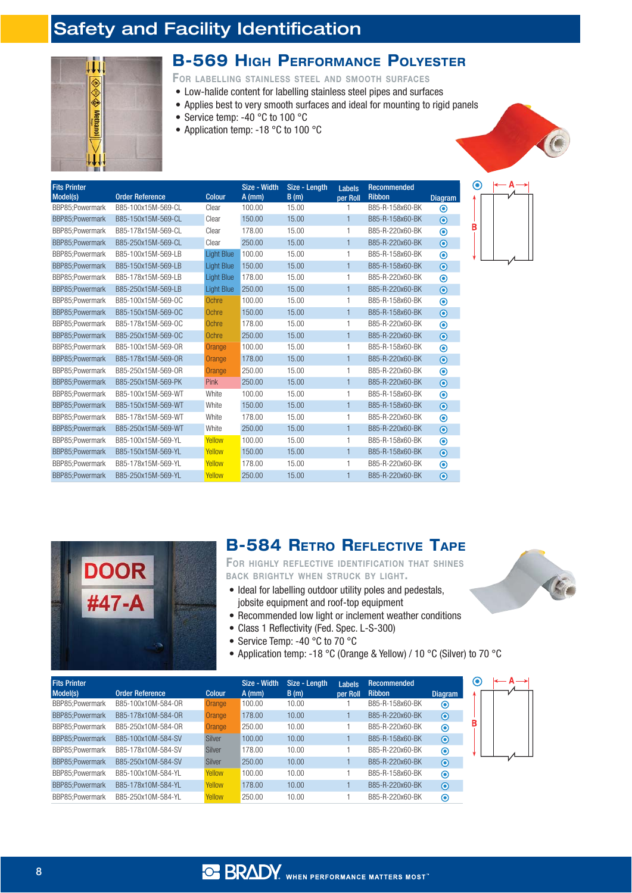# Safety and Facility Identification

## B-569 High Performance Polyester

### For labelling stainless steel and smooth surfaces

- Low-halide content for labelling stainless steel pipes and surfaces
- Applies best to very smooth surfaces and ideal for mounting to rigid panels
- Service temp: -40 °C to 100 °C
- Application temp: -18 °C to 100 °C

| Fits Printer Model(s) | Order Reference | Colour | Size - Width A (mm) | Size - Length B (m) | Labels per Roll | Recommended Ribbon | Diagram |
|---|---|---|---|---|---|---|---|
| BBP85;Powermark | B85-100x15M-569-CL | Clear | 100.00 | 15.00 | 1 | B85-R-158x60-BK | ⊙ |
| BBP85;Powermark | B85-150x15M-569-CL | Clear | 150.00 | 15.00 | 1 | B85-R-158x60-BK | ⊙ |
| BBP85;Powermark | B85-178x15M-569-CL | Clear | 178.00 | 15.00 | 1 | B85-R-220x60-BK | ⊙ |
| BBP85;Powermark | B85-250x15M-569-CL | Clear | 250.00 | 15.00 | 1 | B85-R-220x60-BK | ⊙ |
| BBP85;Powermark | B85-100x15M-569-LB | Light Blue | 100.00 | 15.00 | 1 | B85-R-158x60-BK | ⊙ |
| BBP85;Powermark | B85-150x15M-569-LB | Light Blue | 150.00 | 15.00 | 1 | B85-R-158x60-BK | ⊙ |
| BBP85;Powermark | B85-178x15M-569-LB | Light Blue | 178.00 | 15.00 | 1 | B85-R-220x60-BK | ⊙ |
| BBP85;Powermark | B85-250x15M-569-LB | Light Blue | 250.00 | 15.00 | 1 | B85-R-220x60-BK | ⊙ |
| BBP85;Powermark | B85-100x15M-569-OC | Ochre | 100.00 | 15.00 | 1 | B85-R-158x60-BK | ⊙ |
| BBP85;Powermark | B85-150x15M-569-OC | Ochre | 150.00 | 15.00 | 1 | B85-R-158x60-BK | ⊙ |
| BBP85;Powermark | B85-178x15M-569-OC | Ochre | 178.00 | 15.00 | 1 | B85-R-220x60-BK | ⊙ |
| BBP85;Powermark | B85-250x15M-569-OC | Ochre | 250.00 | 15.00 | 1 | B85-R-220x60-BK | ⊙ |
| BBP85;Powermark | B85-100x15M-569-OR | Orange | 100.00 | 15.00 | 1 | B85-R-158x60-BK | ⊙ |
| BBP85;Powermark | B85-178x15M-569-OR | Orange | 178.00 | 15.00 | 1 | B85-R-220x60-BK | ⊙ |
| BBP85;Powermark | B85-250x15M-569-OR | Orange | 250.00 | 15.00 | 1 | B85-R-220x60-BK | ⊙ |
| BBP85;Powermark | B85-250x15M-569-PK | Pink | 250.00 | 15.00 | 1 | B85-R-220x60-BK | ⊙ |
| BBP85;Powermark | B85-100x15M-569-WT | White | 100.00 | 15.00 | 1 | B85-R-158x60-BK | ⊙ |
| BBP85;Powermark | B85-150x15M-569-WT | White | 150.00 | 15.00 | 1 | B85-R-158x60-BK | ⊙ |
| BBP85;Powermark | B85-178x15M-569-WT | White | 178.00 | 15.00 | 1 | B85-R-220x60-BK | ⊙ |
| BBP85;Powermark | B85-250x15M-569-WT | White | 250.00 | 15.00 | 1 | B85-R-220x60-BK | ⊙ |
| BBP85;Powermark | B85-100x15M-569-YL | Yellow | 100.00 | 15.00 | 1 | B85-R-158x60-BK | ⊙ |
| BBP85;Powermark | B85-150x15M-569-YL | Yellow | 150.00 | 15.00 | 1 | B85-R-158x60-BK | ⊙ |
| BBP85;Powermark | B85-178x15M-569-YL | Yellow | 178.00 | 15.00 | 1 | B85-R-220x60-BK | ⊙ |
| BBP85;Powermark | B85-250x15M-569-YL | Yellow | 250.00 | 15.00 | 1 | B85-R-220x60-BK | ⊙ |

## B-584 Retro Reflective Tape

### For highly reflective identification that shines back brightly when struck by light.

- Ideal for labelling outdoor utility poles and pedestals, jobsite equipment and roof-top equipment
- Recommended low light or inclement weather conditions
- Class 1 Reflectivity (Fed. Spec. L-S-300)
- Service Temp: -40 °C to 70 °C
- Application temp: -18 °C (Orange & Yellow) / 10 °C (Silver) to 70 °C

| Fits Printer Model(s) | Order Reference | Colour | Size - Width A (mm) | Size - Length B (m) | Labels per Roll | Recommended Ribbon | Diagram |
|---|---|---|---|---|---|---|---|
| BBP85;Powermark | B85-100x10M-584-OR | Orange | 100.00 | 10.00 | 1 | B85-R-158x60-BK | ⊙ |
| BBP85;Powermark | B85-178x10M-584-OR | Orange | 178.00 | 10.00 | 1 | B85-R-220x60-BK | ⊙ |
| BBP85;Powermark | B85-250x10M-584-OR | Orange | 250.00 | 10.00 | 1 | B85-R-220x60-BK | ⊙ |
| BBP85;Powermark | B85-100x10M-584-SV | Silver | 100.00 | 10.00 | 1 | B85-R-158x60-BK | ⊙ |
| BBP85;Powermark | B85-178x10M-584-SV | Silver | 178.00 | 10.00 | 1 | B85-R-220x60-BK | ⊙ |
| BBP85;Powermark | B85-250x10M-584-SV | Silver | 250.00 | 10.00 | 1 | B85-R-220x60-BK | ⊙ |
| BBP85;Powermark | B85-100x10M-584-YL | Yellow | 100.00 | 10.00 | 1 | B85-R-158x60-BK | ⊙ |
| BBP85;Powermark | B85-178x10M-584-YL | Yellow | 178.00 | 10.00 | 1 | B85-R-220x60-BK | ⊙ |
| BBP85;Powermark | B85-250x10M-584-YL | Yellow | 250.00 | 10.00 | 1 | B85-R-220x60-BK | ⊙ |

BRADY. WHEN PERFORMANCE MATTERS MOST™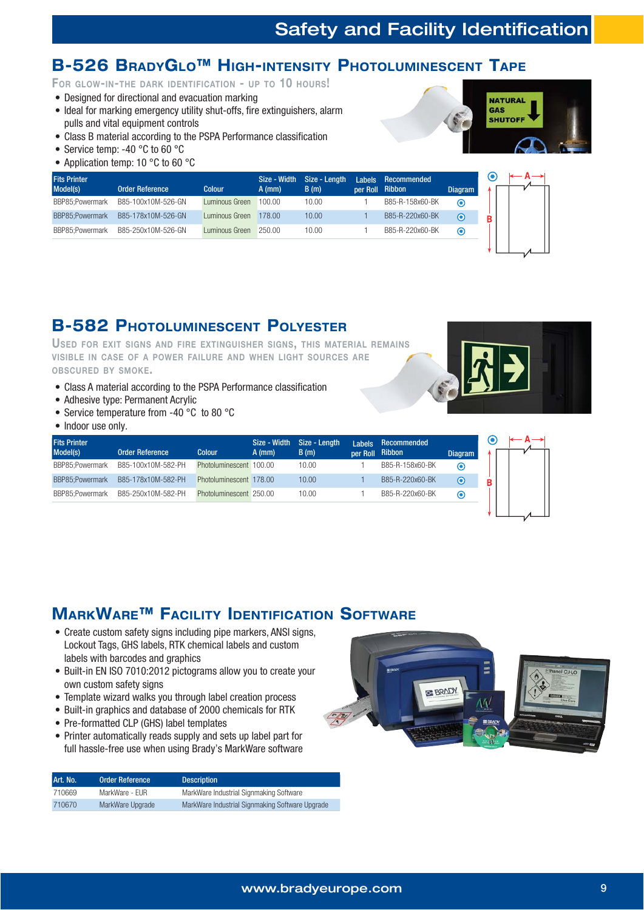# Safety and Facility Identification

## B-526 BradyGlo™ High-intensity Photoluminescent Tape

For glow-in-the dark identification - up to 10 hours!

- Designed for directional and evacuation marking
- Ideal for marking emergency utility shut-offs, fire extinguishers, alarm pulls and vital equipment controls
- Class B material according to the PSPA Performance classification
- Service temp: -40 °C to 60 °C
- Application temp: 10 °C to 60 °C

| Fits Printer Model(s) | Order Reference | Colour | Size - Width A (mm) | Size - Length B (m) | Labels per Roll | Recommended Ribbon | Diagram |
|---|---|---|---|---|---|---|---|
| BBP85;Powermark | B85-100x10M-526-GN | Luminous Green | 100.00 | 10.00 | 1 | B85-R-158x60-BK | ⦿ |
| BBP85;Powermark | B85-178x10M-526-GN | Luminous Green | 178.00 | 10.00 | 1 | B85-R-220x60-BK | ⦿ |
| BBP85;Powermark | B85-250x10M-526-GN | Luminous Green | 250.00 | 10.00 | 1 | B85-R-220x60-BK | ⦿ |

## B-582 Photoluminescent Polyester

Used for exit signs and fire extinguisher signs, this material remains visible in case of a power failure and when light sources are obscured by smoke.

- Class A material according to the PSPA Performance classification
- Adhesive type: Permanent Acrylic
- Service temperature from -40 °C to 80 °C
- Indoor use only.

| Fits Printer Model(s) | Order Reference | Colour | Size - Width A (mm) | Size - Length B (m) | Labels per Roll | Recommended Ribbon | Diagram |
|---|---|---|---|---|---|---|---|
| BBP85;Powermark | B85-100x10M-582-PH | Photoluminescent | 100.00 | 10.00 | 1 | B85-R-158x60-BK | ⦿ |
| BBP85;Powermark | B85-178x10M-582-PH | Photoluminescent | 178.00 | 10.00 | 1 | B85-R-220x60-BK | ⦿ |
| BBP85;Powermark | B85-250x10M-582-PH | Photoluminescent | 250.00 | 10.00 | 1 | B85-R-220x60-BK | ⦿ |

## MarkWare™ Facility Identification Software

- Create custom safety signs including pipe markers, ANSI signs, Lockout Tags, GHS labels, RTK chemical labels and custom labels with barcodes and graphics
- Built-in EN ISO 7010:2012 pictograms allow you to create your own custom safety signs
- Template wizard walks you through label creation process
- Built-in graphics and database of 2000 chemicals for RTK
- Pre-formatted CLP (GHS) label templates
- Printer automatically reads supply and sets up label part for full hassle-free use when using Brady's MarkWare software

| Art. No. | Order Reference | Description |
|---|---|---|
| 710669 | MarkWare - EUR | MarkWare Industrial Signmaking Software |
| 710670 | MarkWare Upgrade | MarkWare Industrial Signmaking Software Upgrade |

www.bradyeurope.com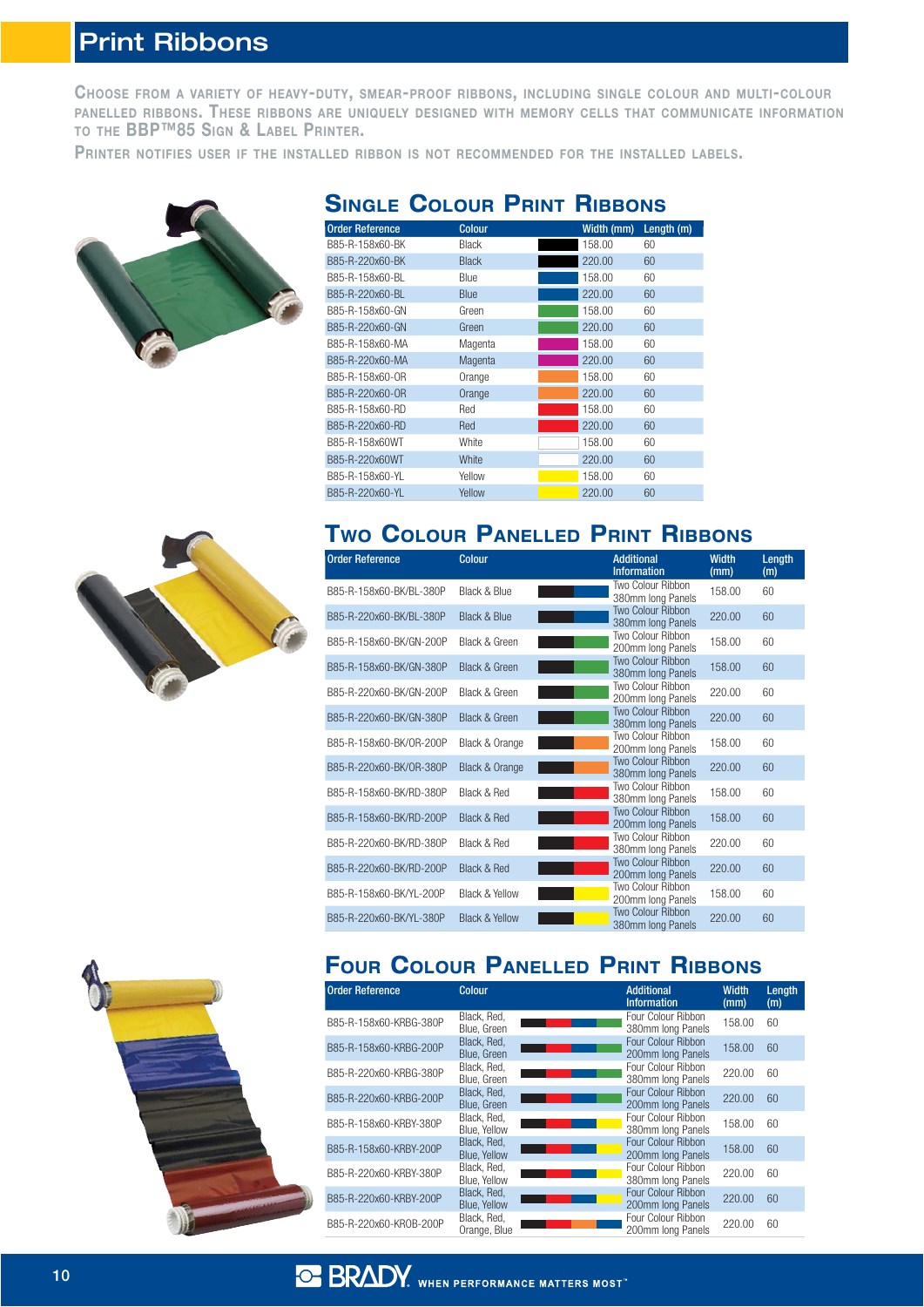# Print Ribbons

Choose from a variety of heavy-duty, smear-proof ribbons, including single colour and multi-colour panelled ribbons. These ribbons are uniquely designed with memory cells that communicate information to the BBP™85 Sign & Label Printer.

Printer notifies user if the installed ribbon is not recommended for the installed labels.

## Single Colour Print Ribbons

| Order Reference | Colour | | Width (mm) | Length (m) |
|---|---|---|---|---|
| B85-R-158x60-BK | Black | | 158.00 | 60 |
| B85-R-220x60-BK | Black | | 220.00 | 60 |
| B85-R-158x60-BL | Blue | | 158.00 | 60 |
| B85-R-220x60-BL | Blue | | 220.00 | 60 |
| B85-R-158x60-GN | Green | | 158.00 | 60 |
| B85-R-220x60-GN | Green | | 220.00 | 60 |
| B85-R-158x60-MA | Magenta | | 158.00 | 60 |
| B85-R-220x60-MA | Magenta | | 220.00 | 60 |
| B85-R-158x60-OR | Orange | | 158.00 | 60 |
| B85-R-220x60-OR | Orange | | 220.00 | 60 |
| B85-R-158x60-RD | Red | | 158.00 | 60 |
| B85-R-220x60-RD | Red | | 220.00 | 60 |
| B85-R-158x60WT | White | | 158.00 | 60 |
| B85-R-220x60WT | White | | 220.00 | 60 |
| B85-R-158x60-YL | Yellow | | 158.00 | 60 |
| B85-R-220x60-YL | Yellow | | 220.00 | 60 |

## Two Colour Panelled Print Ribbons

| Order Reference | Colour | | Additional Information | Width (mm) | Length (m) |
|---|---|---|---|---|---|
| B85-R-158x60-BK/BL-380P | Black & Blue | | Two Colour Ribbon 380mm long Panels | 158.00 | 60 |
| B85-R-220x60-BK/BL-380P | Black & Blue | | Two Colour Ribbon 380mm long Panels | 220.00 | 60 |
| B85-R-158x60-BK/GN-200P | Black & Green | | Two Colour Ribbon 200mm long Panels | 158.00 | 60 |
| B85-R-158x60-BK/GN-380P | Black & Green | | Two Colour Ribbon 380mm long Panels | 158.00 | 60 |
| B85-R-220x60-BK/GN-200P | Black & Green | | Two Colour Ribbon 200mm long Panels | 220.00 | 60 |
| B85-R-220x60-BK/GN-380P | Black & Green | | Two Colour Ribbon 380mm long Panels | 220.00 | 60 |
| B85-R-158x60-BK/OR-200P | Black & Orange | | Two Colour Ribbon 200mm long Panels | 158.00 | 60 |
| B85-R-220x60-BK/OR-380P | Black & Orange | | Two Colour Ribbon 380mm long Panels | 220.00 | 60 |
| B85-R-158x60-BK/RD-380P | Black & Red | | Two Colour Ribbon 380mm long Panels | 158.00 | 60 |
| B85-R-158x60-BK/RD-200P | Black & Red | | Two Colour Ribbon 200mm long Panels | 158.00 | 60 |
| B85-R-220x60-BK/RD-380P | Black & Red | | Two Colour Ribbon 380mm long Panels | 220.00 | 60 |
| B85-R-220x60-BK/RD-200P | Black & Red | | Two Colour Ribbon 200mm long Panels | 220.00 | 60 |
| B85-R-158x60-BK/YL-200P | Black & Yellow | | Two Colour Ribbon 200mm long Panels | 158.00 | 60 |
| B85-R-220x60-BK/YL-380P | Black & Yellow | | Two Colour Ribbon 380mm long Panels | 220.00 | 60 |

## Four Colour Panelled Print Ribbons

| Order Reference | Colour | | Additional Information | Width (mm) | Length (m) |
|---|---|---|---|---|---|
| B85-R-158x60-KRBG-380P | Black, Red, Blue, Green | | Four Colour Ribbon 380mm long Panels | 158.00 | 60 |
| B85-R-158x60-KRBG-200P | Black, Red, Blue, Green | | Four Colour Ribbon 200mm long Panels | 158.00 | 60 |
| B85-R-220x60-KRBG-380P | Black, Red, Blue, Green | | Four Colour Ribbon 380mm long Panels | 220.00 | 60 |
| B85-R-220x60-KRBG-200P | Black, Red, Blue, Green | | Four Colour Ribbon 200mm long Panels | 220.00 | 60 |
| B85-R-158x60-KRBY-380P | Black, Red, Blue, Yellow | | Four Colour Ribbon 380mm long Panels | 158.00 | 60 |
| B85-R-158x60-KRBY-200P | Black, Red, Blue, Yellow | | Four Colour Ribbon 200mm long Panels | 158.00 | 60 |
| B85-R-220x60-KRBY-380P | Black, Red, Blue, Yellow | | Four Colour Ribbon 380mm long Panels | 220.00 | 60 |
| B85-R-220x60-KRBY-200P | Black, Red, Blue, Yellow | | Four Colour Ribbon 200mm long Panels | 220.00 | 60 |
| B85-R-220x60-KROB-200P | Black, Red, Orange, Blue | | Four Colour Ribbon 200mm long Panels | 220.00 | 60 |

BRADY WHEN PERFORMANCE MATTERS MOST™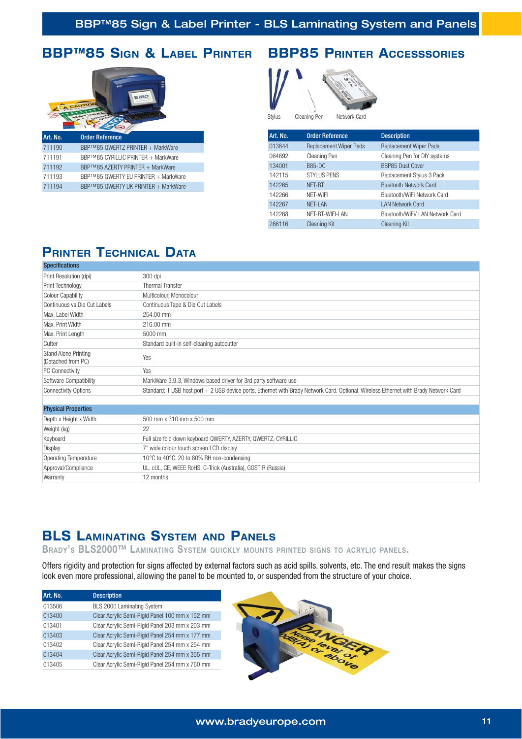## BBP™85 Sign & Label Printer

| Art. No. | Order Reference |
|---|---|
| 711190 | BBP™85 QWERTZ PRINTER + MarkWare |
| 711191 | BBP™85 CYRILLIC PRINTER + MarkWare |
| 711192 | BBP™85 AZERTY PRINTER + MarkWare |
| 711193 | BBP™85 QWERTY EU PRINTER + MarkWare |
| 711194 | BBP™85 QWERTY UK PRINTER + MarkWare |

## BBP85 Printer Accesssories

Stylus　Cleaning Pen　Network Card

| Art. No. | Order Reference | Description |
|---|---|---|
| 013644 | Replacement Wiper Pads | Replacement Wiper Pads |
| 064692 | Cleaning Pen | Cleaning Pen for DIY systems |
| 134001 | B85-DC | BBP85 Dust Cover |
| 142115 | STYLUS PENS | Replacement Stylus 3 Pack |
| 142265 | NET-BT | Bluetooth Network Card |
| 142266 | NET-WIFI | Bluetooth/WiFi Network Card |
| 142267 | NET-LAN | LAN Network Card |
| 142268 | NET-BT-WIFI-LAN | Bluetooth/WiFi/ LAN Network Card |
| 266116 | Cleaning Kit | Cleaning Kit |

## Printer Technical Data

| Specifications | |
|---|---|
| Print Resolution (dpi) | 300 dpi |
| Print Technology | Thermal Transfer |
| Colour Capability | Multicolour, Monocolour |
| Continuous vs Die Cut Labels | Continuous Tape & Die Cut Labels |
| Max. Label Width | 254.00 mm |
| Max. Print Width | 216.00 mm |
| Max. Print Length | 5000 mm |
| Cutter | Standard built-in self-cleaning autocutter |
| Stand Alone Printing (Detached from PC) | Yes |
| PC Connectivity | Yes |
| Software Compatibility | MarkWare 3.9.3, Windows based driver for 3rd party software use |
| Connectivity Options | Standard: 1 USB host port + 2 USB device ports, Ethernet with Brady Network Card. Optional: Wireless Ethernet with Brady Network Card |
| **Physical Properties** | |
| Depth x Height x Width | 500 mm x 310 mm x 500 mm |
| Weight (kg) | 22 |
| Keyboard | Full size fold down keyboard QWERTY, AZERTY, QWERTZ, CYRILLIC |
| Display | 7" wide colour touch screen LCD display |
| Operating Temperature | 10°C to 40°C, 20 to 80% RH non-condensing |
| Approval/Compliance | UL, cUL, CE, WEEE RoHS, C-Trick (Australia), GOST R (Russia) |
| Warranty | 12 months |

## BLS Laminating System and Panels

**Brady's BLS2000™ Laminating System quickly mounts printed signs to acrylic panels.**

Offers rigidity and protection for signs affected by external factors such as acid spills, solvents, etc. The end result makes the signs look even more professional, allowing the panel to be mounted to, or suspended from the structure of your choice.

| Art. No. | Description |
|---|---|
| 013506 | BLS 2000 Laminating System |
| 013400 | Clear Acrylic Semi-Rigid Panel 100 mm x 152 mm |
| 013401 | Clear Acrylic Semi-Rigid Panel 203 mm x 203 mm |
| 013403 | Clear Acrylic Semi-Rigid Panel 254 mm x 177 mm |
| 013402 | Clear Acrylic Semi-Rigid Panel 254 mm x 254 mm |
| 013404 | Clear Acrylic Semi-Rigid Panel 254 mm x 355 mm |
| 013405 | Clear Acrylic Semi-Rigid Panel 254 mm x 760 mm |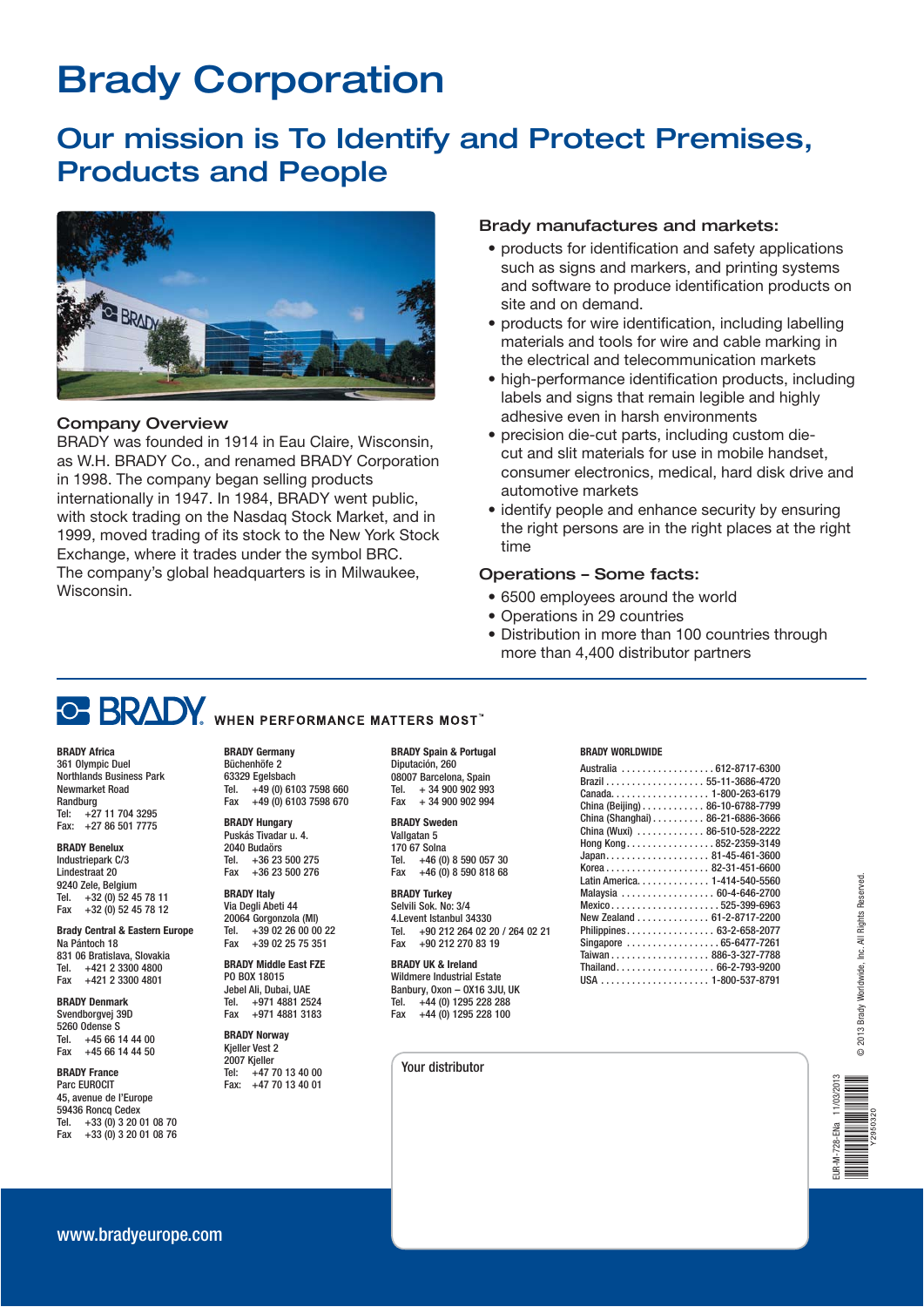# Brady Corporation

## Our mission is To Identify and Protect Premises, Products and People

### Company Overview

BRADY was founded in 1914 in Eau Claire, Wisconsin, as W.H. BRADY Co., and renamed BRADY Corporation in 1998. The company began selling products internationally in 1947. In 1984, BRADY went public, with stock trading on the Nasdaq Stock Market, and in 1999, moved trading of its stock to the New York Stock Exchange, where it trades under the symbol BRC. The company's global headquarters is in Milwaukee, Wisconsin.

### Brady manufactures and markets:

- products for identification and safety applications such as signs and markers, and printing systems and software to produce identification products on site and on demand.
- products for wire identification, including labelling materials and tools for wire and cable marking in the electrical and telecommunication markets
- high-performance identification products, including labels and signs that remain legible and highly adhesive even in harsh environments
- precision die-cut parts, including custom die-cut and slit materials for use in mobile handset, consumer electronics, medical, hard disk drive and automotive markets
- identify people and enhance security by ensuring the right persons are in the right places at the right time

### Operations – Some facts:

- 6500 employees around the world
- Operations in 29 countries
- Distribution in more than 100 countries through more than 4,400 distributor partners

BRADY WHEN PERFORMANCE MATTERS MOST™

**BRADY Africa**
361 Olympic Duel
Northlands Business Park
Newmarket Road
Randburg
Tel: +27 11 704 3295
Fax: +27 86 501 7775

**BRADY Benelux**
Industriepark C/3
Lindestraat 20
9240 Zele, Belgium
Tel. +32 (0) 52 45 78 11
Fax +32 (0) 52 45 78 12

**Brady Central & Eastern Europe**
Na Pántoch 18
831 06 Bratislava, Slovakia
Tel. +421 2 3300 4800
Fax +421 2 3300 4801

**BRADY Denmark**
Svendborgvej 39D
5260 Odense S
Tel. +45 66 14 44 00
Fax +45 66 14 44 50

**BRADY France**
Parc EUROCIT
45, avenue de l'Europe
59436 Roncq Cedex
Tel. +33 (0) 3 20 01 08 70
Fax +33 (0) 3 20 01 08 76

**BRADY Germany**
Büchenhöfe 2
63329 Egelsbach
Tel. +49 (0) 6103 7598 660
Fax +49 (0) 6103 7598 670

**BRADY Hungary**
Puskás Tivadar u. 4.
2040 Budaörs
Tel. +36 23 500 275
Fax +36 23 500 276

**BRADY Italy**
Via Degli Abeti 44
20064 Gorgonzola (MI)
Tel. +39 02 26 00 00 22
Fax +39 02 25 75 351

**BRADY Middle East FZE**
PO BOX 18015
Jebel Ali, Dubai, UAE
Tel. +971 4881 2524
Fax +971 4881 3183

**BRADY Norway**
Kjeller Vest 2
2007 Kjeller
Tel: +47 70 13 40 00
Fax: +47 70 13 40 01

**BRADY Spain & Portugal**
Diputación, 260
08007 Barcelona, Spain
Tel. + 34 900 902 993
Fax + 34 900 902 994

**BRADY Sweden**
Vallgatan 5
170 67 Solna
Tel. +46 (0) 8 590 057 30
Fax +46 (0) 8 590 818 68

**BRADY Turkey**
Selvili Sok. No: 3/4
4.Levent Istanbul 34330
Tel. +90 212 264 02 20 / 264 02 21
Fax +90 212 270 83 19

**BRADY UK & Ireland**
Wildmere Industrial Estate
Banbury, Oxon – OX16 3JU, UK
Tel. +44 (0) 1295 228 288
Fax +44 (0) 1295 228 100

**BRADY WORLDWIDE**

| | |
|---|---|
| Australia | 612-8717-6300 |
| Brazil | 55-11-3686-4720 |
| Canada | 1-800-263-6179 |
| China (Beijing) | 86-10-6788-7799 |
| China (Shanghai) | 86-21-6886-3666 |
| China (Wuxi) | 86-510-528-2222 |
| Hong Kong | 852-2359-3149 |
| Japan | 81-45-461-3600 |
| Korea | 82-31-451-6600 |
| Latin America | 1-414-540-5560 |
| Malaysia | 60-4-646-2700 |
| Mexico | 525-399-6963 |
| New Zealand | 61-2-8717-2200 |
| Philippines | 63-2-658-2077 |
| Singapore | 65-6477-7261 |
| Taiwan | 886-3-327-7788 |
| Thailand | 66-2-793-9200 |
| USA | 1-800-537-8791 |

Your distributor

© 2013 Brady Worldwide, Inc. All Rights Reserved.

EUR-M-728-ENa 11/03/2013

Y2950320

www.bradyeurope.com